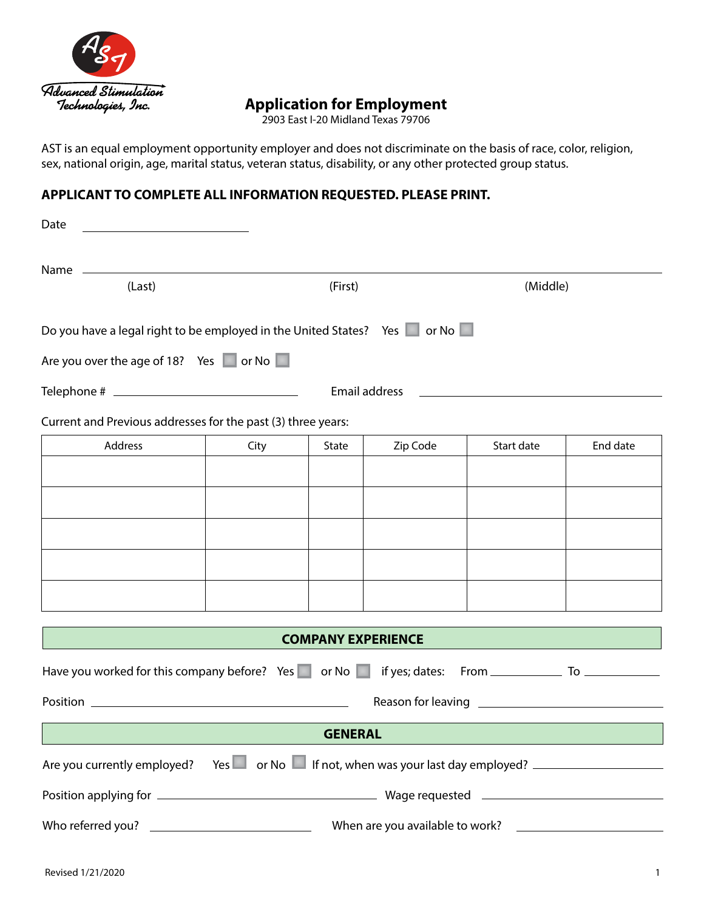Advanced Stimulation Technologies, Inc.

# Application for Employment

2903 East I-20 Midland Texas 79706

AST is an equal employment opportunity employer and does not discriminate on the basis of race, color, religion, sex, national origin, age, marital status, veteran status, disability, or any other protected group status.

**APPLICANT TO COMPLETE ALL INFORMATION REQUESTED. PLEASE PRINT.**

Date ______________________

Name ______________________________________________________________
(Last) (First) (Middle)

Do you have a legal right to be employed in the United States? Yes ☐ or No ☐

Are you over the age of 18? Yes ☐ or No ☐

Telephone # ______________________ Email address ______________________

Current and Previous addresses for the past (3) three years:

| Address | City | State | Zip Code | Start date | End date |
| --- | --- | --- | --- | --- | --- |
| | | | | | |
| | | | | | |
| | | | | | |
| | | | | | |
| | | | | | |

## COMPANY EXPERIENCE

Have you worked for this company before? Yes ☐ or No ☐ if yes; dates: From __________ To __________

Position ______________________ Reason for leaving ______________________

## GENERAL

Are you currently employed? Yes ☐ or No ☐ If not, when was your last day employed? __________

Position applying for ______________________ Wage requested ______________________

Who referred you? ______________________ When are you available to work? ______________________

Revised 1/21/2020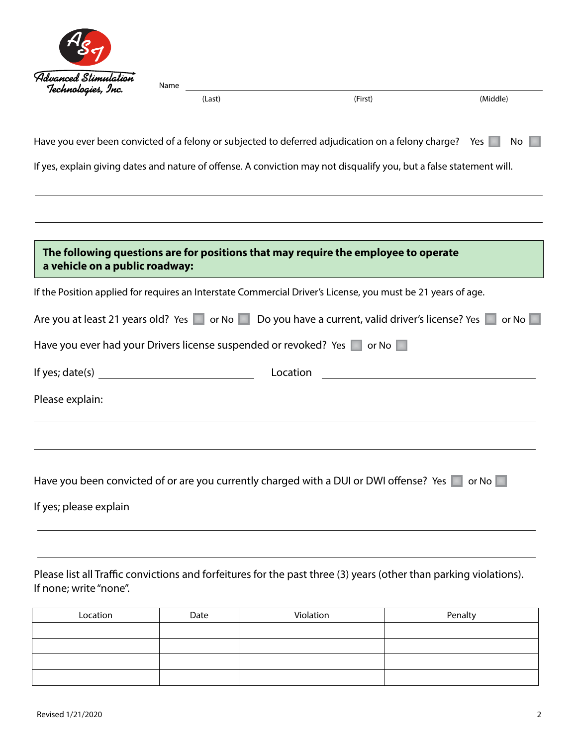Advanced Stimulation Technologies, Inc.

Name ______________________________________________
(Last) (First) (Middle)

Have you ever been convicted of a felony or subjected to deferred adjudication on a felony charge? Yes ☐ No ☐

If yes, explain giving dates and nature of offense. A conviction may not disqualify you, but a false statement will.

______________________________________________

______________________________________________

**The following questions are for positions that may require the employee to operate a vehicle on a public roadway:**

If the Position applied for requires an Interstate Commercial Driver's License, you must be 21 years of age.

Are you at least 21 years old? Yes ☐ or No ☐ Do you have a current, valid driver's license? Yes ☐ or No ☐

Have you ever had your Drivers license suspended or revoked? Yes ☐ or No ☐

If yes; date(s) ______________________ Location ______________________

Please explain:

______________________________________________

______________________________________________

Have you been convicted of or are you currently charged with a DUI or DWI offense? Yes ☐ or No ☐

If yes; please explain

______________________________________________

______________________________________________

Please list all Traffic convictions and forfeitures for the past three (3) years (other than parking violations). If none; write "none".

| Location | Date | Violation | Penalty |
|---|---|---|---|
| | | | |
| | | | |
| | | | |
| | | | |

Revised 1/21/2020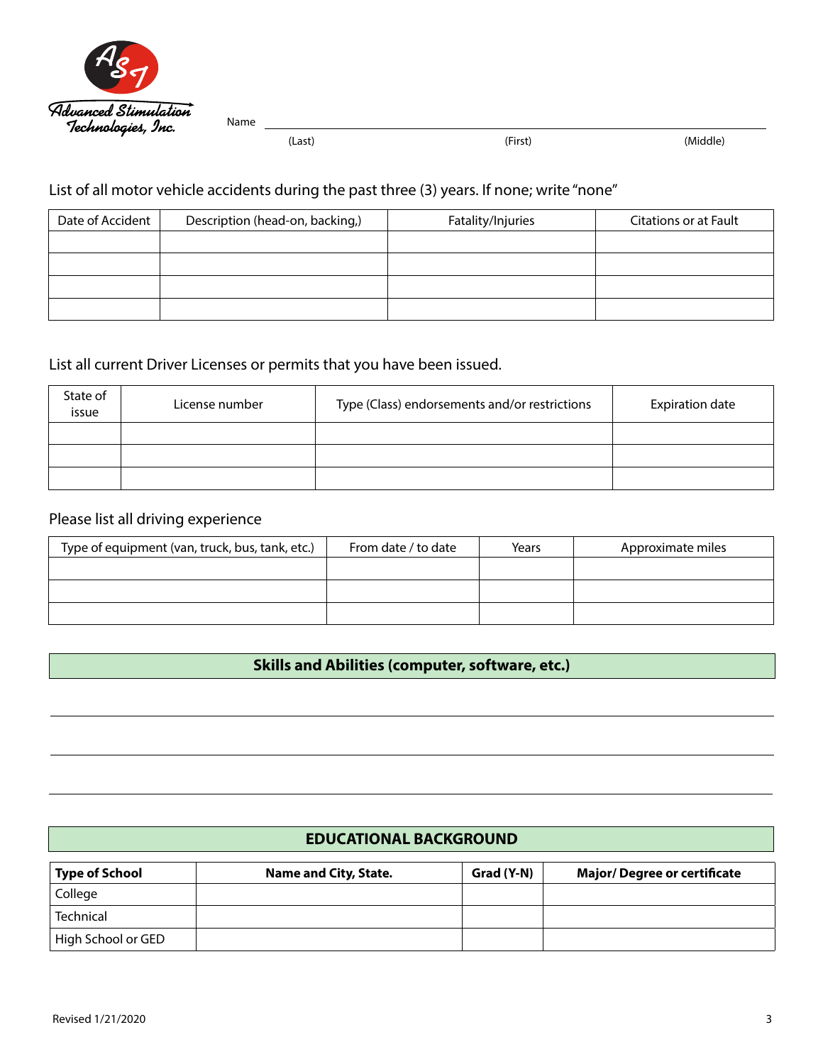Advanced Stimulation Technologies, Inc.

Name ______________________________________________
(Last) (First) (Middle)

List of all motor vehicle accidents during the past three (3) years. If none; write "none"

| Date of Accident | Description (head-on, backing,) | Fatality/Injuries | Citations or at Fault |
|---|---|---|---|
| | | | |
| | | | |
| | | | |
| | | | |

List all current Driver Licenses or permits that you have been issued.

| State of issue | License number | Type (Class) endorsements and/or restrictions | Expiration date |
|---|---|---|---|
| | | | |
| | | | |
| | | | |

Please list all driving experience

| Type of equipment (van, truck, bus, tank, etc.) | From date / to date | Years | Approximate miles |
|---|---|---|---|
| | | | |
| | | | |
| | | | |

## Skills and Abilities (computer, software, etc.)

______________________________________________

______________________________________________

______________________________________________

## EDUCATIONAL BACKGROUND

| **Type of School** | **Name and City, State.** | **Grad (Y-N)** | **Major/ Degree or certificate** |
|---|---|---|---|
| College | | | |
| Technical | | | |
| High School or GED | | | |

Revised 1/21/2020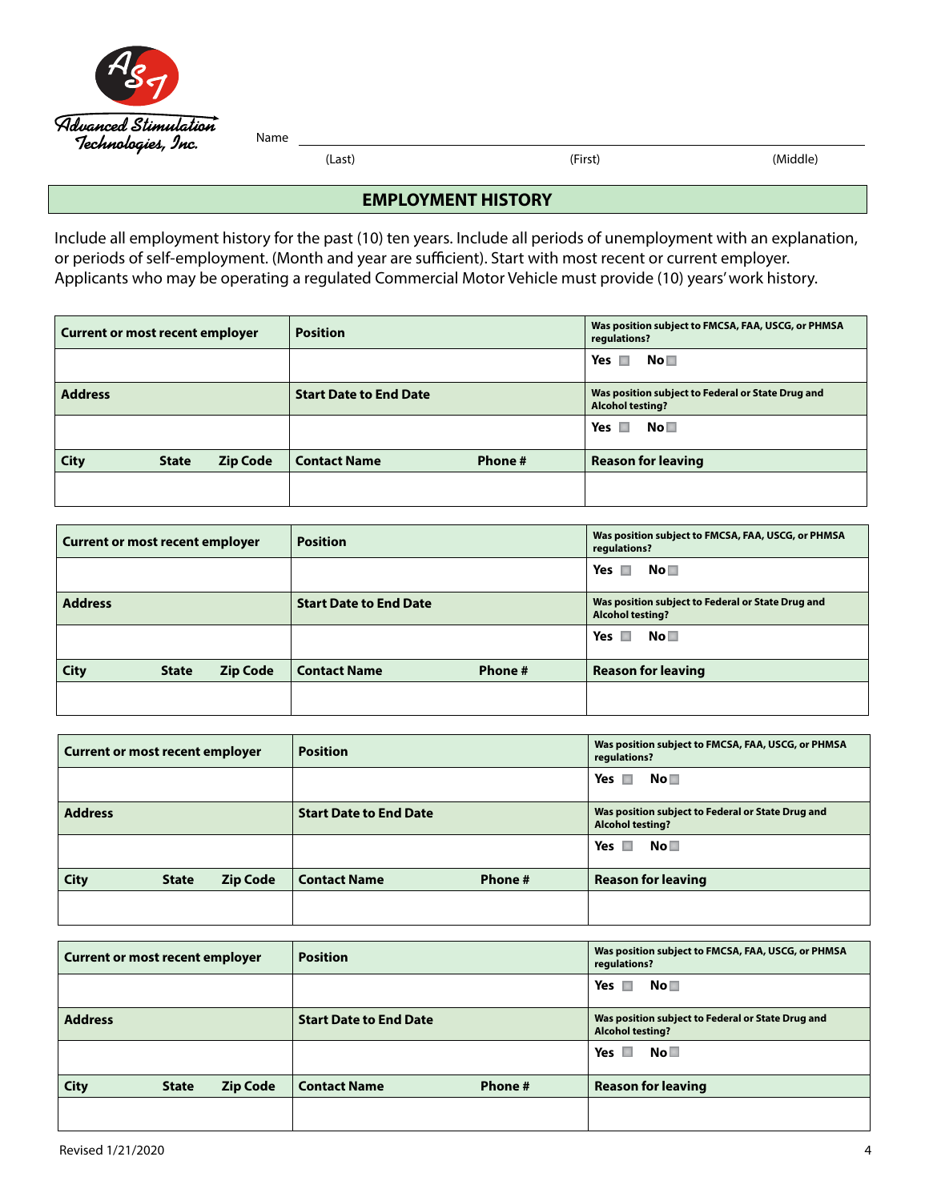Advanced Stimulation Technologies, Inc.

Name ______________________________________________
(Last) (First) (Middle)

## EMPLOYMENT HISTORY

Include all employment history for the past (10) ten years. Include all periods of unemployment with an explanation, or periods of self-employment. (Month and year are sufficient). Start with most recent or current employer. Applicants who may be operating a regulated Commercial Motor Vehicle must provide (10) years' work history.

| **Current or most recent employer** | **Position** | **Was position subject to FMCSA, FAA, USCG, or PHMSA regulations?** |
|---|---|---|
| | | Yes ☐ No ☐ |
| **Address** | **Start Date to End Date** | **Was position subject to Federal or State Drug and Alcohol testing?** |
| | | Yes ☐ No ☐ |
| **City State Zip Code** | **Contact Name Phone #** | **Reason for leaving** |
| | | |

| **Current or most recent employer** | **Position** | **Was position subject to FMCSA, FAA, USCG, or PHMSA regulations?** |
|---|---|---|
| | | Yes ☐ No ☐ |
| **Address** | **Start Date to End Date** | **Was position subject to Federal or State Drug and Alcohol testing?** |
| | | Yes ☐ No ☐ |
| **City State Zip Code** | **Contact Name Phone #** | **Reason for leaving** |
| | | |

| **Current or most recent employer** | **Position** | **Was position subject to FMCSA, FAA, USCG, or PHMSA regulations?** |
|---|---|---|
| | | Yes ☐ No ☐ |
| **Address** | **Start Date to End Date** | **Was position subject to Federal or State Drug and Alcohol testing?** |
| | | Yes ☐ No ☐ |
| **City State Zip Code** | **Contact Name Phone #** | **Reason for leaving** |
| | | |

| **Current or most recent employer** | **Position** | **Was position subject to FMCSA, FAA, USCG, or PHMSA regulations?** |
|---|---|---|
| | | Yes ☐ No ☐ |
| **Address** | **Start Date to End Date** | **Was position subject to Federal or State Drug and Alcohol testing?** |
| | | Yes ☐ No ☐ |
| **City State Zip Code** | **Contact Name Phone #** | **Reason for leaving** |
| | | |

Revised 1/21/2020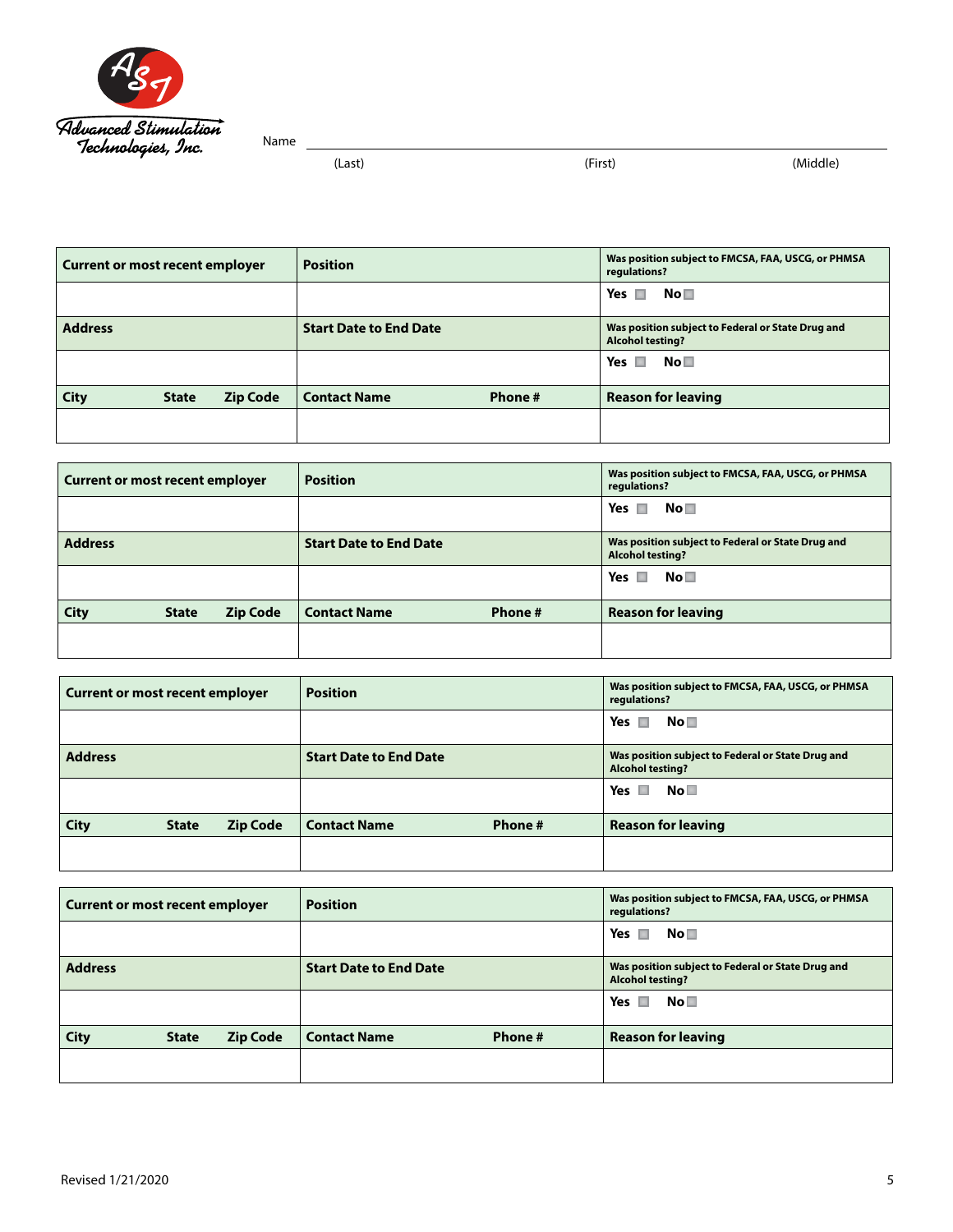Advanced Stimulation Technologies, Inc.

Name ______________________________________________
(Last) (First) (Middle)

| Current or most recent employer | Position | Was position subject to FMCSA, FAA, USCG, or PHMSA regulations? |
|---|---|---|
| | | Yes ☐ No ☐ |
| **Address** | **Start Date to End Date** | **Was position subject to Federal or State Drug and Alcohol testing?** |
| | | Yes ☐ No ☐ |
| **City State Zip Code** | **Contact Name Phone #** | **Reason for leaving** |
| | | |

| Current or most recent employer | Position | Was position subject to FMCSA, FAA, USCG, or PHMSA regulations? |
|---|---|---|
| | | Yes ☐ No ☐ |
| **Address** | **Start Date to End Date** | **Was position subject to Federal or State Drug and Alcohol testing?** |
| | | Yes ☐ No ☐ |
| **City State Zip Code** | **Contact Name Phone #** | **Reason for leaving** |
| | | |

| Current or most recent employer | Position | Was position subject to FMCSA, FAA, USCG, or PHMSA regulations? |
|---|---|---|
| | | Yes ☐ No ☐ |
| **Address** | **Start Date to End Date** | **Was position subject to Federal or State Drug and Alcohol testing?** |
| | | Yes ☐ No ☐ |
| **City State Zip Code** | **Contact Name Phone #** | **Reason for leaving** |
| | | |

| Current or most recent employer | Position | Was position subject to FMCSA, FAA, USCG, or PHMSA regulations? |
|---|---|---|
| | | Yes ☐ No ☐ |
| **Address** | **Start Date to End Date** | **Was position subject to Federal or State Drug and Alcohol testing?** |
| | | Yes ☐ No ☐ |
| **City State Zip Code** | **Contact Name Phone #** | **Reason for leaving** |
| | | |

Revised 1/21/2020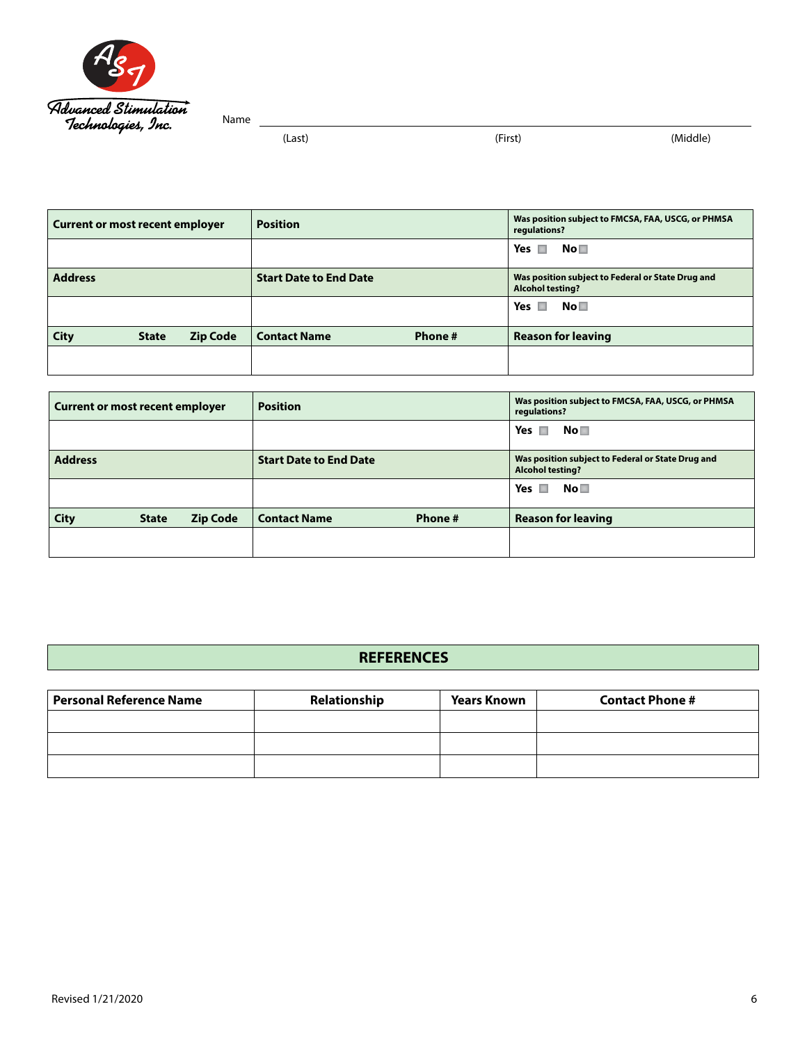Advanced Stimulation Technologies, Inc.

Name ______________________________________________
(Last) (First) (Middle)

| Current or most recent employer | Position | Was position subject to FMCSA, FAA, USCG, or PHMSA regulations? |
|---|---|---|
| | | Yes ☐ No ☐ |
| **Address** | **Start Date to End Date** | **Was position subject to Federal or State Drug and Alcohol testing?** |
| | | Yes ☐ No ☐ |
| **City State Zip Code** | **Contact Name Phone #** | **Reason for leaving** |
| | | |

| Current or most recent employer | Position | Was position subject to FMCSA, FAA, USCG, or PHMSA regulations? |
|---|---|---|
| | | Yes ☐ No ☐ |
| **Address** | **Start Date to End Date** | **Was position subject to Federal or State Drug and Alcohol testing?** |
| | | Yes ☐ No ☐ |
| **City State Zip Code** | **Contact Name Phone #** | **Reason for leaving** |
| | | |

## REFERENCES

| Personal Reference Name | Relationship | Years Known | Contact Phone # |
|---|---|---|---|
| | | | |
| | | | |
| | | | |

Revised 1/21/2020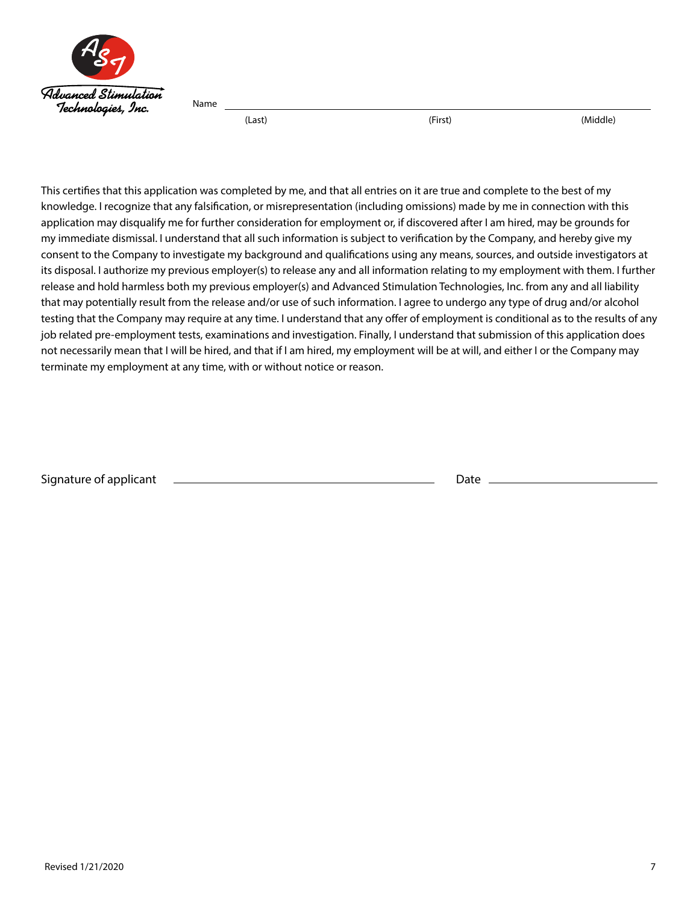Advanced Stimulation Technologies, Inc.

Name ______________________________________________________________
(Last) (First) (Middle)

This certifies that this application was completed by me, and that all entries on it are true and complete to the best of my knowledge. I recognize that any falsification, or misrepresentation (including omissions) made by me in connection with this application may disqualify me for further consideration for employment or, if discovered after I am hired, may be grounds for my immediate dismissal. I understand that all such information is subject to verification by the Company, and hereby give my consent to the Company to investigate my background and qualifications using any means, sources, and outside investigators at its disposal. I authorize my previous employer(s) to release any and all information relating to my employment with them. I further release and hold harmless both my previous employer(s) and Advanced Stimulation Technologies, Inc. from any and all liability that may potentially result from the release and/or use of such information. I agree to undergo any type of drug and/or alcohol testing that the Company may require at any time. I understand that any offer of employment is conditional as to the results of any job related pre-employment tests, examinations and investigation. Finally, I understand that submission of this application does not necessarily mean that I will be hired, and that if I am hired, my employment will be at will, and either I or the Company may terminate my employment at any time, with or without notice or reason.

Signature of applicant ______________________________ Date ____________________

Revised 1/21/2020